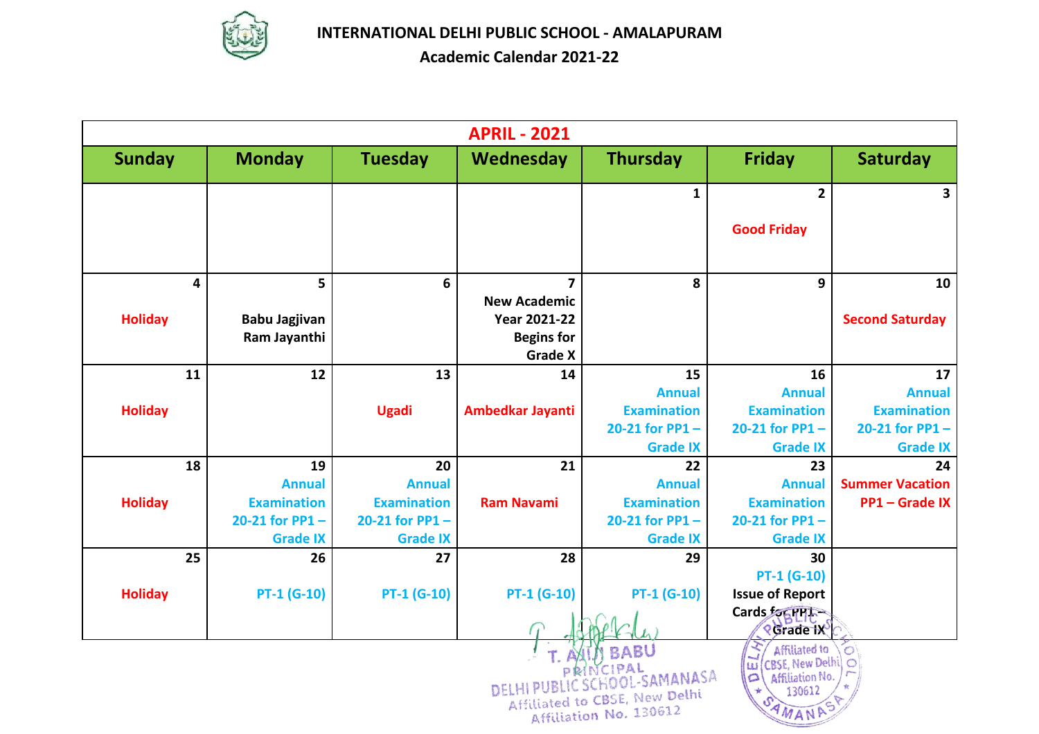# INTERNATIONAL DELHI PUBLIC SCHOOL - AMALAPURAM

## Academic Calendar 2021-22

| APRIL - 2021 | | | | | | |
|---|---|---|---|---|---|---|
| **Sunday** | **Monday** | **Tuesday** | **Wednesday** | **Thursday** | **Friday** | **Saturday** |
| | | | | 1 | 2 Good Friday | 3 |
| 4 Holiday | 5 Babu Jagjivan Ram Jayanthi | 6 | 7 New Academic Year 2021-22 Begins for Grade X | 8 | 9 | 10 Second Saturday |
| 11 Holiday | 12 | 13 Ugadi | 14 Ambedkar Jayanti | 15 Annual Examination 20-21 for PP1 – Grade IX | 16 Annual Examination 20-21 for PP1 – Grade IX | 17 Annual Examination 20-21 for PP1 – Grade IX |
| 18 Holiday | 19 Annual Examination 20-21 for PP1 – Grade IX | 20 Annual Examination 20-21 for PP1 – Grade IX | 21 Ram Navami | 22 Annual Examination 20-21 for PP1 – Grade IX | 23 Annual Examination 20-21 for PP1 – Grade IX | 24 Summer Vacation PP1 – Grade IX |
| 25 Holiday | 26 PT-1 (G-10) | 27 PT-1 (G-10) | 28 PT-1 (G-10) | 29 PT-1 (G-10) | 30 PT-1 (G-10) Issue of Report Cards for PP1 – Grade IX | |

T. AJIJ BABU
PRINCIPAL
DELHI PUBLIC SCHOOL-SAMANASA
Affiliated to CBSE, New Delhi
Affiliation No. 130612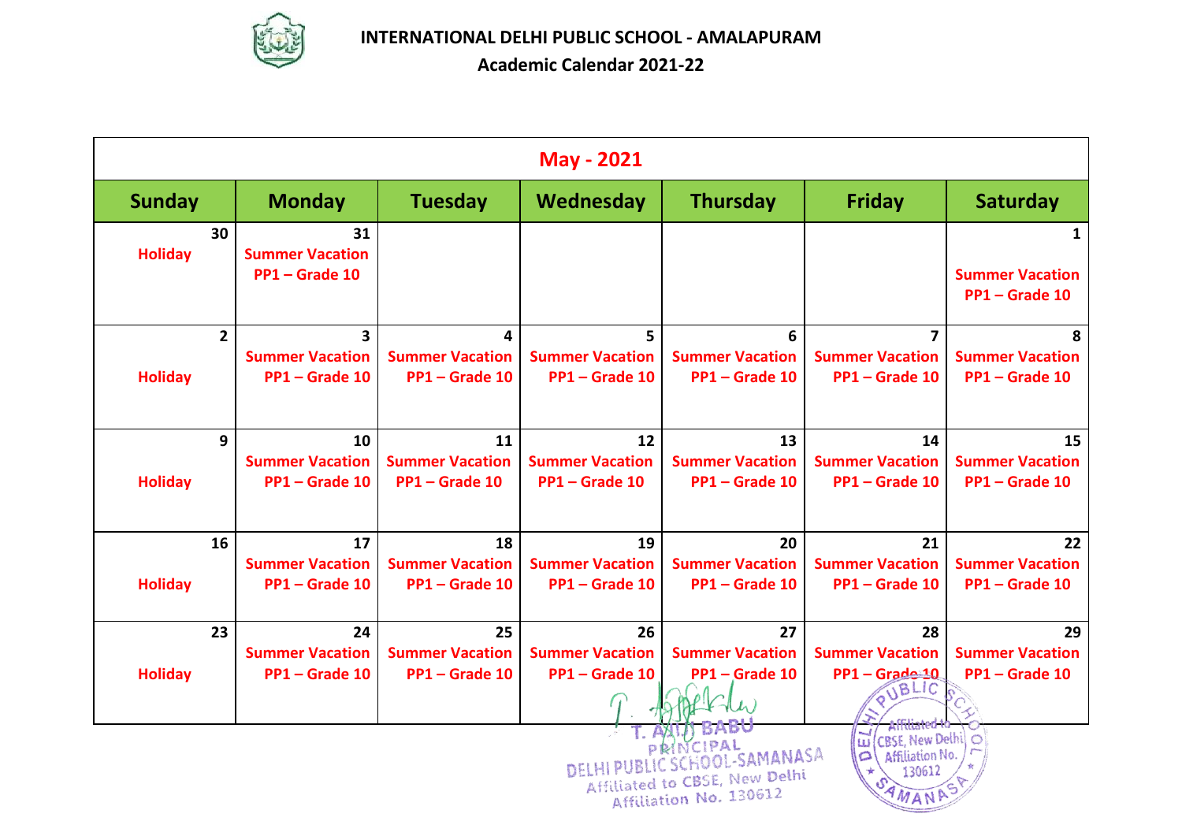**INTERNATIONAL DELHI PUBLIC SCHOOL - AMALAPURAM**

**Academic Calendar 2021-22**

| May - 2021 | | | | | | |
|---|---|---|---|---|---|---|
| **Sunday** | **Monday** | **Tuesday** | **Wednesday** | **Thursday** | **Friday** | **Saturday** |
| 30 Holiday | 31 Summer Vacation PP1 – Grade 10 | | | | | 1 Summer Vacation PP1 – Grade 10 |
| 2 Holiday | 3 Summer Vacation PP1 – Grade 10 | 4 Summer Vacation PP1 – Grade 10 | 5 Summer Vacation PP1 – Grade 10 | 6 Summer Vacation PP1 – Grade 10 | 7 Summer Vacation PP1 – Grade 10 | 8 Summer Vacation PP1 – Grade 10 |
| 9 Holiday | 10 Summer Vacation PP1 – Grade 10 | 11 Summer Vacation PP1 – Grade 10 | 12 Summer Vacation PP1 – Grade 10 | 13 Summer Vacation PP1 – Grade 10 | 14 Summer Vacation PP1 – Grade 10 | 15 Summer Vacation PP1 – Grade 10 |
| 16 Holiday | 17 Summer Vacation PP1 – Grade 10 | 18 Summer Vacation PP1 – Grade 10 | 19 Summer Vacation PP1 – Grade 10 | 20 Summer Vacation PP1 – Grade 10 | 21 Summer Vacation PP1 – Grade 10 | 22 Summer Vacation PP1 – Grade 10 |
| 23 Holiday | 24 Summer Vacation PP1 – Grade 10 | 25 Summer Vacation PP1 – Grade 10 | 26 Summer Vacation PP1 – Grade 10 | 27 Summer Vacation PP1 – Grade 10 | 28 Summer Vacation PP1 – Grade 10 | 29 Summer Vacation PP1 – Grade 10 |

T. ANIL BABU
PRINCIPAL
DELHI PUBLIC SCHOOL-SAMANASA
Affiliated to CBSE, New Delhi
Affiliation No. 130612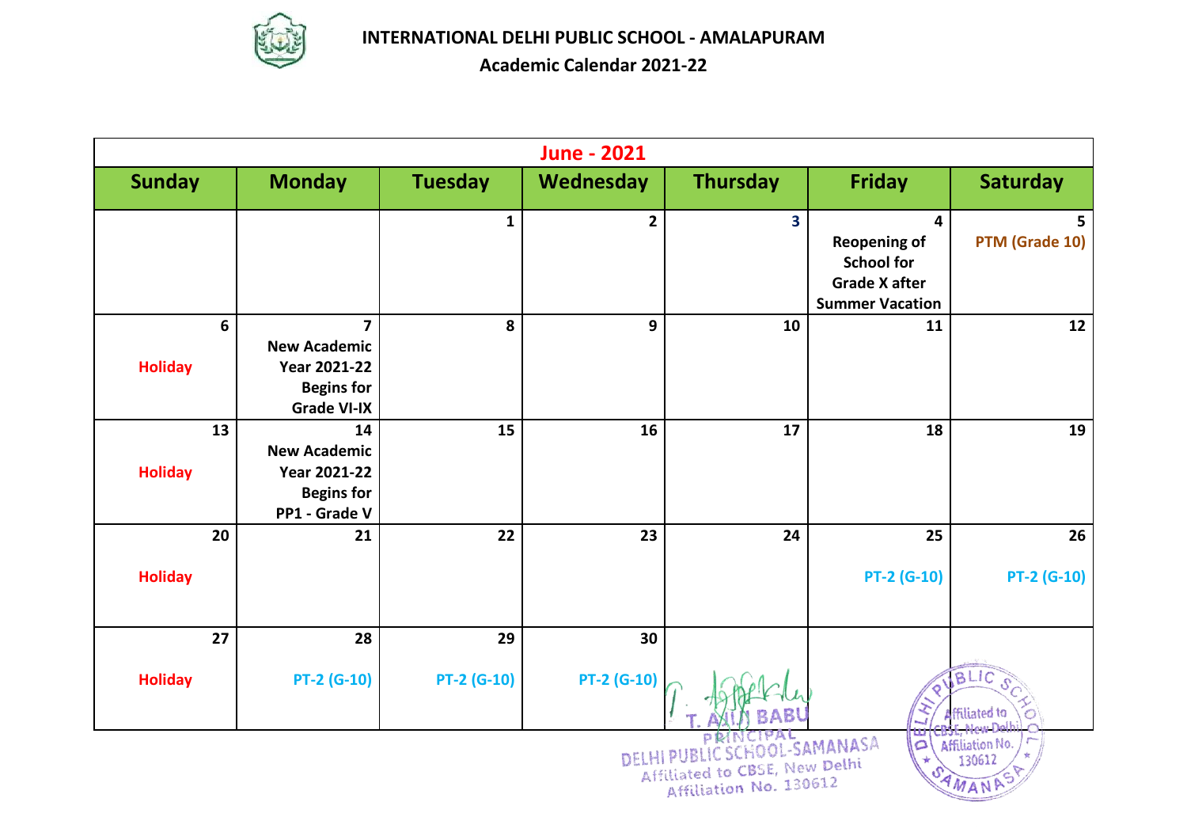# INTERNATIONAL DELHI PUBLIC SCHOOL - AMALAPURAM

## Academic Calendar 2021-22

| June - 2021 | | | | | | |
|---|---|---|---|---|---|---|
| **Sunday** | **Monday** | **Tuesday** | **Wednesday** | **Thursday** | **Friday** | **Saturday** |
| | | 1 | 2 | 3 | 4 Reopening of School for Grade X after Summer Vacation | 5 PTM (Grade 10) |
| 6 Holiday | 7 New Academic Year 2021-22 Begins for Grade VI-IX | 8 | 9 | 10 | 11 | 12 |
| 13 Holiday | 14 New Academic Year 2021-22 Begins for PP1 - Grade V | 15 | 16 | 17 | 18 | 19 |
| 20 Holiday | 21 | 22 | 23 | 24 | 25 PT-2 (G-10) | 26 PT-2 (G-10) |
| 27 Holiday | 28 PT-2 (G-10) | 29 PT-2 (G-10) | 30 PT-2 (G-10) | | | |

T. AJIJ BABU
PRINCIPAL
DELHI PUBLIC SCHOOL-SAMANASA
Affiliated to CBSE, New Delhi
Affiliation No. 130612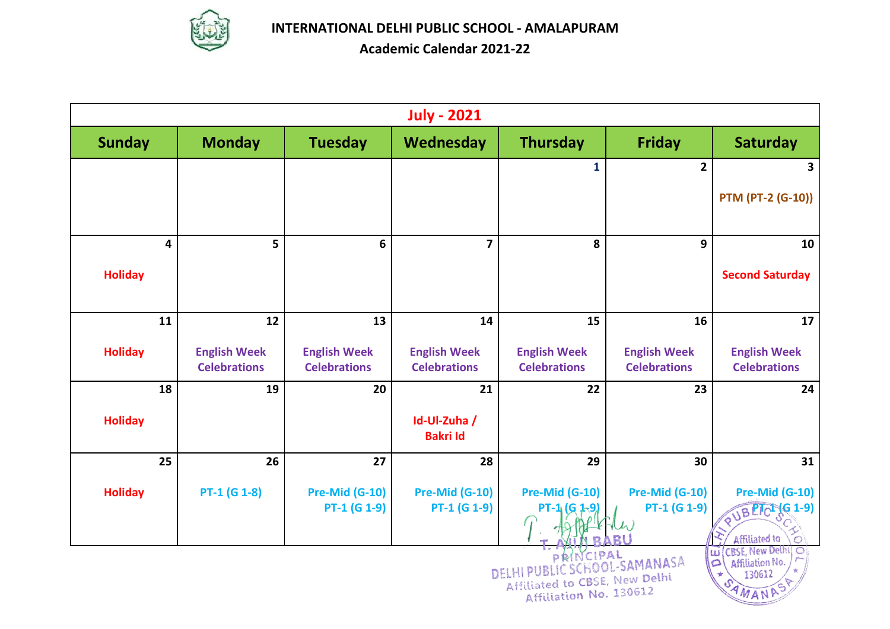# INTERNATIONAL DELHI PUBLIC SCHOOL - AMALAPURAM

## Academic Calendar 2021-22

| July - 2021 | | | | | | |
|---|---|---|---|---|---|---|
| **Sunday** | **Monday** | **Tuesday** | **Wednesday** | **Thursday** | **Friday** | **Saturday** |
| | | | | 1 | 2 | 3<br>PTM (PT-2 (G-10)) |
| 4<br>Holiday | 5 | 6 | 7 | 8 | 9 | 10<br>Second Saturday |
| 11<br>Holiday | 12<br>English Week Celebrations | 13<br>English Week Celebrations | 14<br>English Week Celebrations | 15<br>English Week Celebrations | 16<br>English Week Celebrations | 17<br>English Week Celebrations |
| 18<br>Holiday | 19 | 20 | 21<br>Id-Ul-Zuha / Bakri Id | 22 | 23 | 24 |
| 25<br>Holiday | 26<br>PT-1 (G 1-8) | 27<br>Pre-Mid (G-10)<br>PT-1 (G 1-9) | 28<br>Pre-Mid (G-10)<br>PT-1 (G 1-9) | 29<br>Pre-Mid (G-10)<br>PT-1 (G 1-9) | 30<br>Pre-Mid (G-10)<br>PT-1 (G 1-9) | 31<br>Pre-Mid (G-10)<br>PT-1 (G 1-9) |

T. ANIL BABU
PRINCIPAL
DELHI PUBLIC SCHOOL-SAMANASA
Affiliated to CBSE, New Delhi
Affiliation No. 130612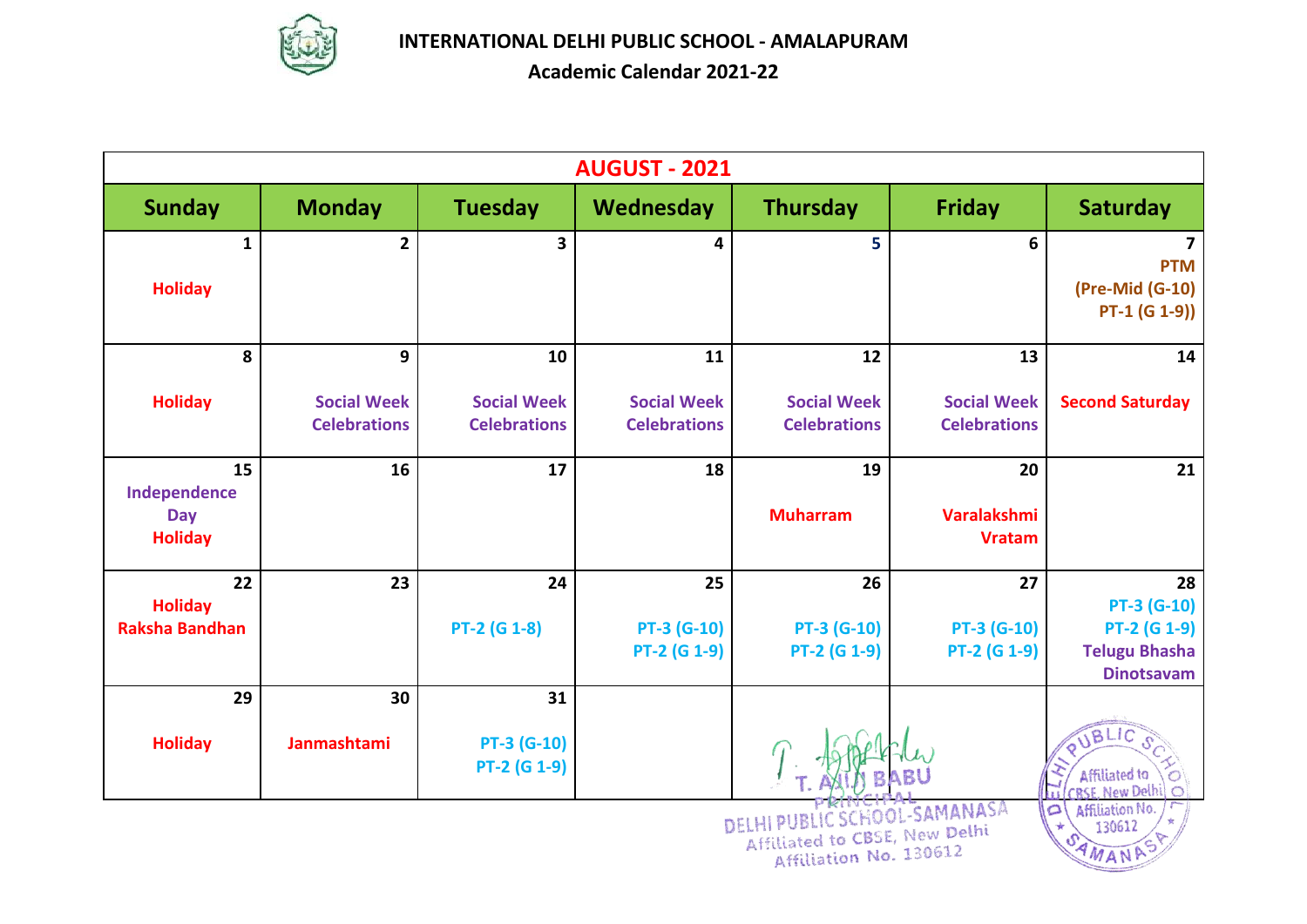# INTERNATIONAL DELHI PUBLIC SCHOOL - AMALAPURAM

## Academic Calendar 2021-22

| AUGUST - 2021 | | | | | | |
|---|---|---|---|---|---|---|
| **Sunday** | **Monday** | **Tuesday** | **Wednesday** | **Thursday** | **Friday** | **Saturday** |
| 1 Holiday | 2 | 3 | 4 | 5 | 6 | 7 PTM (Pre-Mid (G-10) PT-1 (G 1-9)) |
| 8 Holiday | 9 Social Week Celebrations | 10 Social Week Celebrations | 11 Social Week Celebrations | 12 Social Week Celebrations | 13 Social Week Celebrations | 14 Second Saturday |
| 15 Independence Day Holiday | 16 | 17 | 18 | 19 Muharram | 20 Varalakshmi Vratam | 21 |
| 22 Holiday Raksha Bandhan | 23 | 24 PT-2 (G 1-8) | 25 PT-3 (G-10) PT-2 (G 1-9) | 26 PT-3 (G-10) PT-2 (G 1-9) | 27 PT-3 (G-10) PT-2 (G 1-9) | 28 PT-3 (G-10) PT-2 (G 1-9) Telugu Bhasha Dinotsavam |
| 29 Holiday | 30 Janmashtami | 31 PT-3 (G-10) PT-2 (G 1-9) | | | | |

T. AJIT BABU
PRINCIPAL
DELHI PUBLIC SCHOOL-SAMANASA
Affiliated to CBSE, New Delhi
Affiliation No. 130612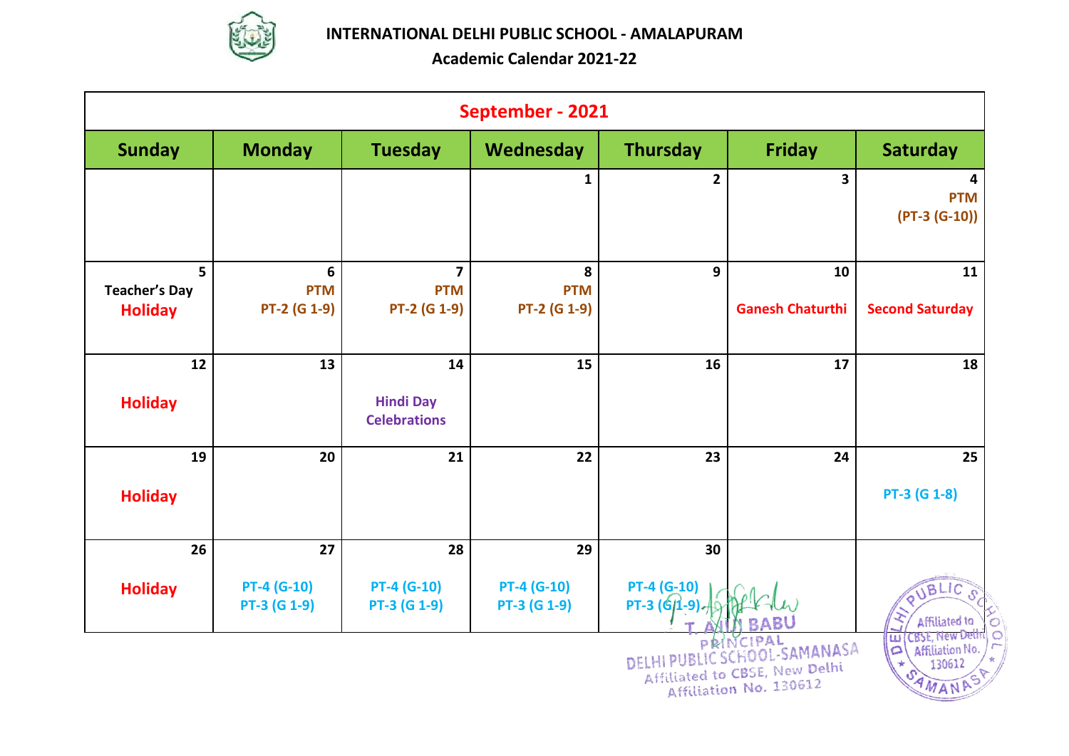# INTERNATIONAL DELHI PUBLIC SCHOOL - AMALAPURAM

## Academic Calendar 2021-22

| September - 2021 | | | | | | |
|---|---|---|---|---|---|---|
| **Sunday** | **Monday** | **Tuesday** | **Wednesday** | **Thursday** | **Friday** | **Saturday** |
| | | | 1 | 2 | 3 | 4 PTM (PT-3 (G-10)) |
| 5 Teacher's Day Holiday | 6 PTM PT-2 (G 1-9) | 7 PTM PT-2 (G 1-9) | 8 PTM PT-2 (G 1-9) | 9 | 10 Ganesh Chaturthi | 11 Second Saturday |
| 12 Holiday | 13 | 14 Hindi Day Celebrations | 15 | 16 | 17 | 18 |
| 19 Holiday | 20 | 21 | 22 | 23 | 24 | 25 PT-3 (G 1-8) |
| 26 Holiday | 27 PT-4 (G-10) PT-3 (G 1-9) | 28 PT-4 (G-10) PT-3 (G 1-9) | 29 PT-4 (G-10) PT-3 (G 1-9) | 30 PT-4 (G-10) PT-3 (G 1-9) | | |

T. AJIN BABU
PRINCIPAL
DELHI PUBLIC SCHOOL-SAMANASA
Affiliated to CBSE, New Delhi
Affiliation No. 130612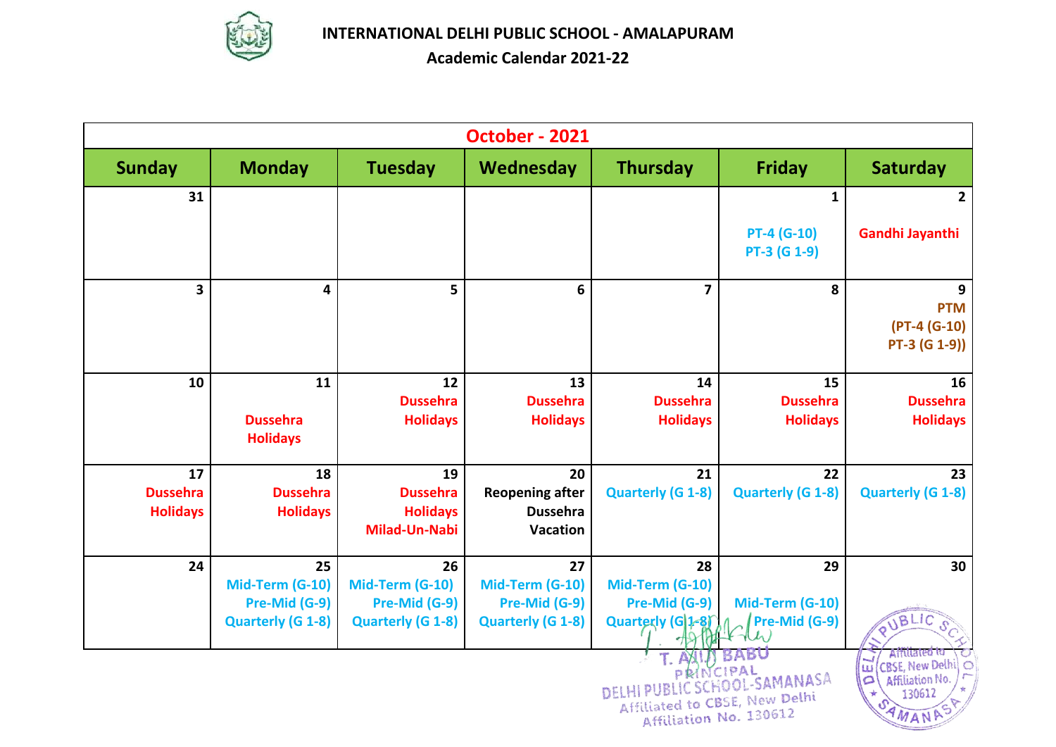**INTERNATIONAL DELHI PUBLIC SCHOOL - AMALAPURAM**

**Academic Calendar 2021-22**

| October - 2021 | | | | | | |
|---|---|---|---|---|---|---|
| **Sunday** | **Monday** | **Tuesday** | **Wednesday** | **Thursday** | **Friday** | **Saturday** |
| 31 | | | | | 1 PT-4 (G-10) PT-3 (G 1-9) | 2 Gandhi Jayanthi |
| 3 | 4 | 5 | 6 | 7 | 8 | 9 PTM (PT-4 (G-10) PT-3 (G 1-9)) |
| 10 | 11 Dussehra Holidays | 12 Dussehra Holidays | 13 Dussehra Holidays | 14 Dussehra Holidays | 15 Dussehra Holidays | 16 Dussehra Holidays |
| 17 Dussehra Holidays | 18 Dussehra Holidays | 19 Dussehra Holidays Milad-Un-Nabi | 20 Reopening after Dussehra Vacation | 21 Quarterly (G 1-8) | 22 Quarterly (G 1-8) | 23 Quarterly (G 1-8) |
| 24 | 25 Mid-Term (G-10) Pre-Mid (G-9) Quarterly (G 1-8) | 26 Mid-Term (G-10) Pre-Mid (G-9) Quarterly (G 1-8) | 27 Mid-Term (G-10) Pre-Mid (G-9) Quarterly (G 1-8) | 28 Mid-Term (G-10) Pre-Mid (G-9) Quarterly (G 1-8) | 29 Mid-Term (G-10) Pre-Mid (G-9) | 30 |

T. AJIT BABU
PRINCIPAL
DELHI PUBLIC SCHOOL-SAMANASA
Affiliated to CBSE, New Delhi
Affiliation No. 130612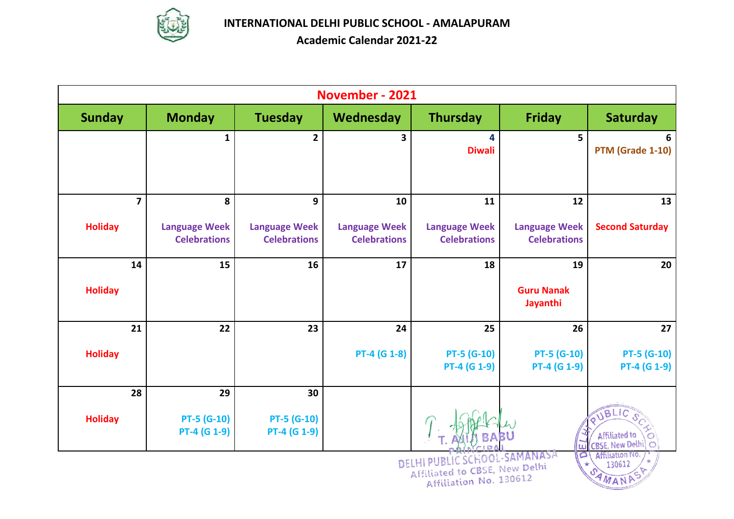# INTERNATIONAL DELHI PUBLIC SCHOOL - AMALAPURAM

## Academic Calendar 2021-22

| November - 2021 | | | | | | |
|---|---|---|---|---|---|---|
| **Sunday** | **Monday** | **Tuesday** | **Wednesday** | **Thursday** | **Friday** | **Saturday** |
| | 1 | 2 | 3 | 4 Diwali | 5 | 6 PTM (Grade 1-10) |
| 7 Holiday | 8 Language Week Celebrations | 9 Language Week Celebrations | 10 Language Week Celebrations | 11 Language Week Celebrations | 12 Language Week Celebrations | 13 Second Saturday |
| 14 Holiday | 15 | 16 | 17 | 18 | 19 Guru Nanak Jayanthi | 20 |
| 21 Holiday | 22 | 23 | 24 PT-4 (G 1-8) | 25 PT-5 (G-10) PT-4 (G 1-9) | 26 PT-5 (G-10) PT-4 (G 1-9) | 27 PT-5 (G-10) PT-4 (G 1-9) |
| 28 Holiday | 29 PT-5 (G-10) PT-4 (G 1-9) | 30 PT-5 (G-10) PT-4 (G 1-9) | | | | |

T. AJIN BABU
PRINCIPAL
DELHI PUBLIC SCHOOL-SAMANASA
Affiliated to CBSE, New Delhi
Affiliation No. 130612

DELHI PUBLIC SCHOOL SAMANASA
Affiliated to CBSE, New Delhi
Affiliation No. 130612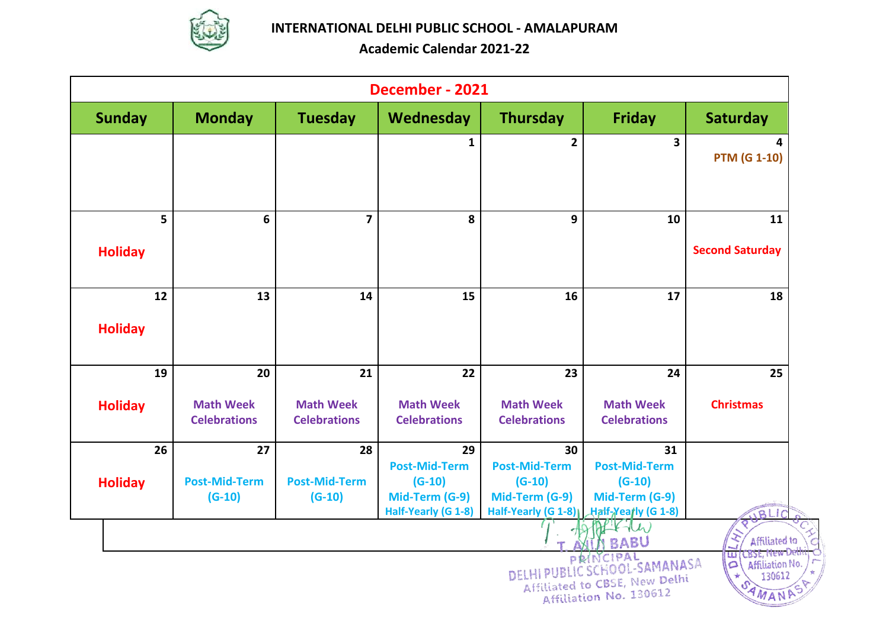# INTERNATIONAL DELHI PUBLIC SCHOOL - AMALAPURAM

## Academic Calendar 2021-22

| December - 2021 | | | | | | |
|---|---|---|---|---|---|---|
| **Sunday** | **Monday** | **Tuesday** | **Wednesday** | **Thursday** | **Friday** | **Saturday** |
| | | | 1 | 2 | 3 | 4 PTM (G 1-10) |
| 5 Holiday | 6 | 7 | 8 | 9 | 10 | 11 Second Saturday |
| 12 Holiday | 13 | 14 | 15 | 16 | 17 | 18 |
| 19 Holiday | 20 Math Week Celebrations | 21 Math Week Celebrations | 22 Math Week Celebrations | 23 Math Week Celebrations | 24 Math Week Celebrations | 25 Christmas |
| 26 Holiday | 27 Post-Mid-Term (G-10) | 28 Post-Mid-Term (G-10) | 29 Post-Mid-Term (G-10) Mid-Term (G-9) Half-Yearly (G 1-8) | 30 Post-Mid-Term (G-10) Mid-Term (G-9) Half-Yearly (G 1-8) | 31 Post-Mid-Term (G-10) Mid-Term (G-9) Half-Yearly (G 1-8) | |

T. AJIN BABU
PRINCIPAL
DELHI PUBLIC SCHOOL-SAMANASA
Affiliated to CBSE, New Delhi
Affiliation No. 130612

DELHI PUBLIC SCHOOL SAMANASA
Affiliated to CBSE, New Delhi
Affiliation No. 130612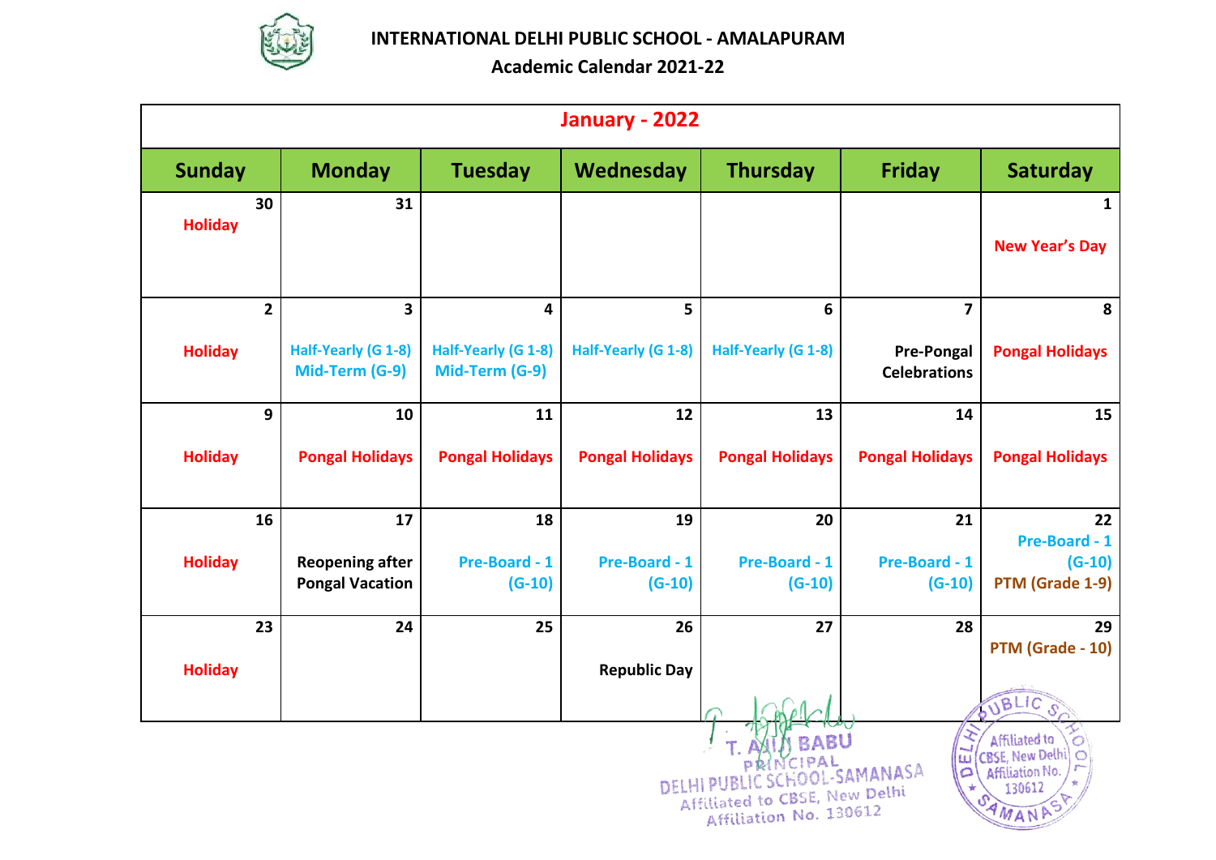# INTERNATIONAL DELHI PUBLIC SCHOOL - AMALAPURAM

## Academic Calendar 2021-22

| January - 2022 | | | | | | |
|---|---|---|---|---|---|---|
| **Sunday** | **Monday** | **Tuesday** | **Wednesday** | **Thursday** | **Friday** | **Saturday** |
| 30 Holiday | 31 | | | | | 1 New Year's Day |
| 2 Holiday | 3 Half-Yearly (G 1-8) Mid-Term (G-9) | 4 Half-Yearly (G 1-8) Mid-Term (G-9) | 5 Half-Yearly (G 1-8) | 6 Half-Yearly (G 1-8) | 7 Pre-Pongal Celebrations | 8 Pongal Holidays |
| 9 Holiday | 10 Pongal Holidays | 11 Pongal Holidays | 12 Pongal Holidays | 13 Pongal Holidays | 14 Pongal Holidays | 15 Pongal Holidays |
| 16 Holiday | 17 Reopening after Pongal Vacation | 18 Pre-Board - 1 (G-10) | 19 Pre-Board - 1 (G-10) | 20 Pre-Board - 1 (G-10) | 21 Pre-Board - 1 (G-10) | 22 Pre-Board - 1 (G-10) PTM (Grade 1-9) |
| 23 Holiday | 24 | 25 | 26 Republic Day | 27 | 28 | 29 PTM (Grade - 10) |

T. AJIT BABU
PRINCIPAL
DELHI PUBLIC SCHOOL-SAMANASA
Affiliated to CBSE, New Delhi
Affiliation No. 130612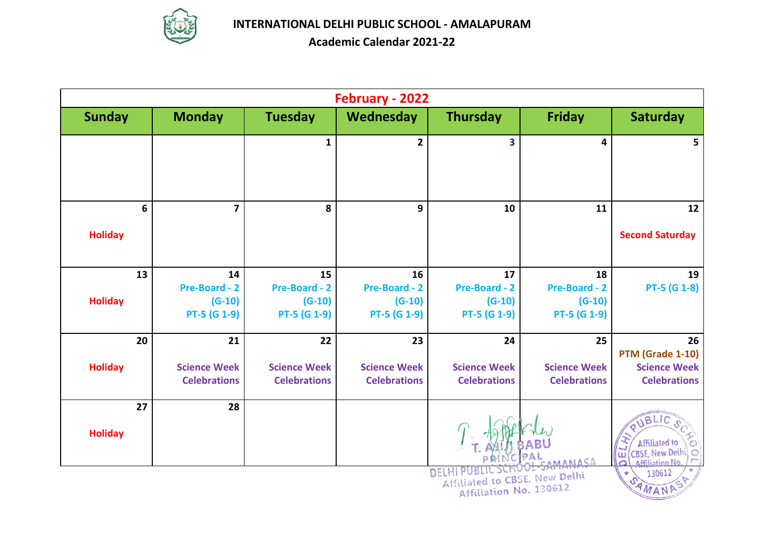**INTERNATIONAL DELHI PUBLIC SCHOOL - AMALAPURAM**

**Academic Calendar 2021-22**

| February - 2022 | | | | | | |
|---|---|---|---|---|---|---|
| **Sunday** | **Monday** | **Tuesday** | **Wednesday** | **Thursday** | **Friday** | **Saturday** |
| | | 1 | 2 | 3 | 4 | 5 |
| 6 Holiday | 7 | 8 | 9 | 10 | 11 | 12 Second Saturday |
| 13 Holiday | 14 Pre-Board - 2 (G-10) PT-5 (G 1-9) | 15 Pre-Board - 2 (G-10) PT-5 (G 1-9) | 16 Pre-Board - 2 (G-10) PT-5 (G 1-9) | 17 Pre-Board - 2 (G-10) PT-5 (G 1-9) | 18 Pre-Board - 2 (G-10) PT-5 (G 1-9) | 19 PT-5 (G 1-8) |
| 20 Holiday | 21 Science Week Celebrations | 22 Science Week Celebrations | 23 Science Week Celebrations | 24 Science Week Celebrations | 25 Science Week Celebrations | 26 PTM (Grade 1-10) Science Week Celebrations |
| 27 Holiday | 28 | | | | | |

T. AJIJ BABU
PRINCIPAL
DELHI PUBLIC SCHOOL-SAMANASA
Affiliated to CBSE, New Delhi
Affiliation No. 130612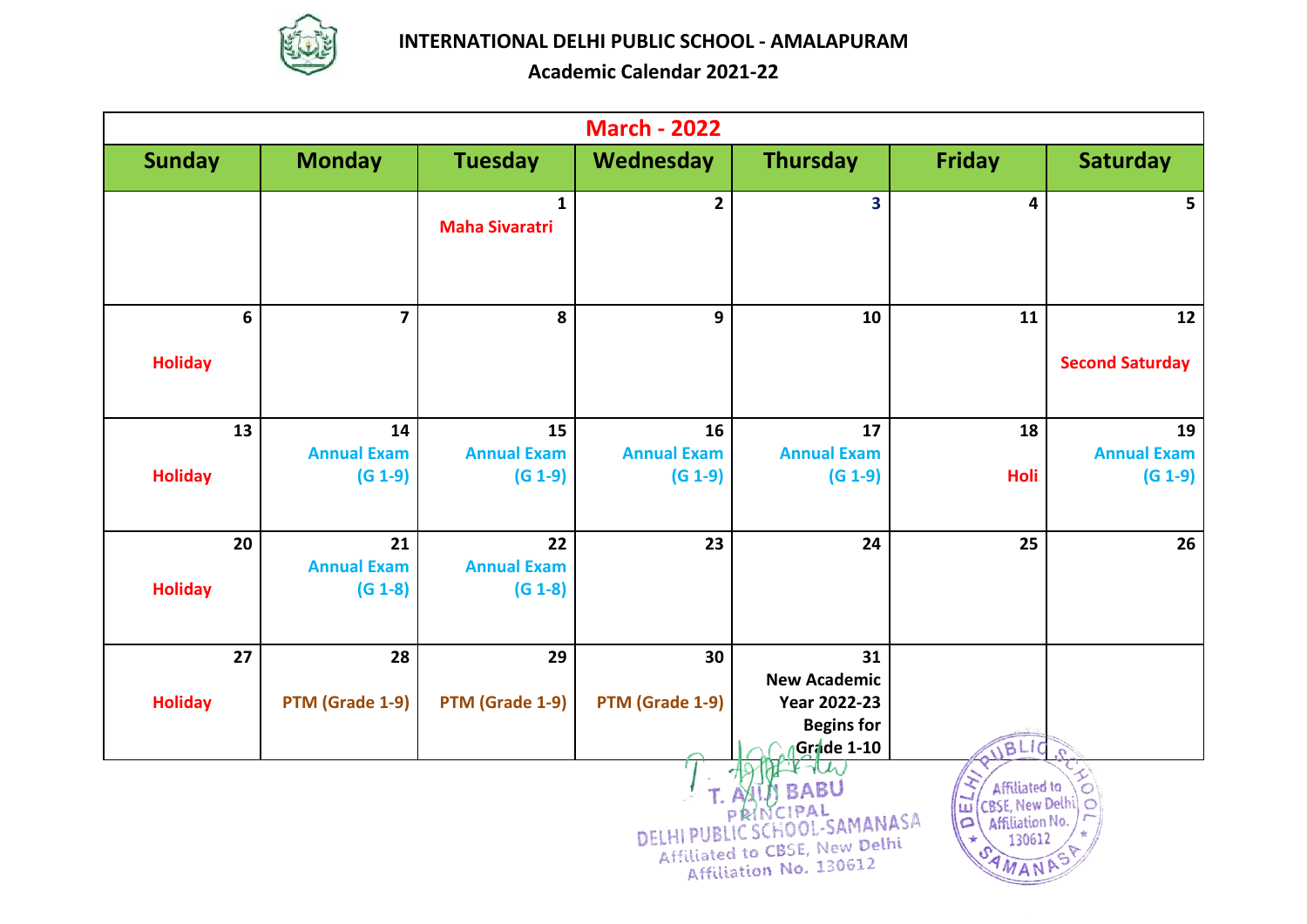# INTERNATIONAL DELHI PUBLIC SCHOOL - AMALAPURAM

## Academic Calendar 2021-22

| March - 2022 | | | | | | |
|---|---|---|---|---|---|---|
| **Sunday** | **Monday** | **Tuesday** | **Wednesday** | **Thursday** | **Friday** | **Saturday** |
| | | 1 Maha Sivaratri | 2 | 3 | 4 | 5 |
| 6 Holiday | 7 | 8 | 9 | 10 | 11 | 12 Second Saturday |
| 13 Holiday | 14 Annual Exam (G 1-9) | 15 Annual Exam (G 1-9) | 16 Annual Exam (G 1-9) | 17 Annual Exam (G 1-9) | 18 Holi | 19 Annual Exam (G 1-9) |
| 20 Holiday | 21 Annual Exam (G 1-8) | 22 Annual Exam (G 1-8) | 23 | 24 | 25 | 26 |
| 27 Holiday | 28 PTM (Grade 1-9) | 29 PTM (Grade 1-9) | 30 PTM (Grade 1-9) | 31 New Academic Year 2022-23 Begins for Grade 1-10 | | |

T. ANIL BABU
PRINCIPAL
DELHI PUBLIC SCHOOL-SAMANASA
Affiliated to CBSE, New Delhi
Affiliation No. 130612

DELHI PUBLIC SCHOOL SAMANASA
Affiliated to CBSE, New Delhi
Affiliation No. 130612